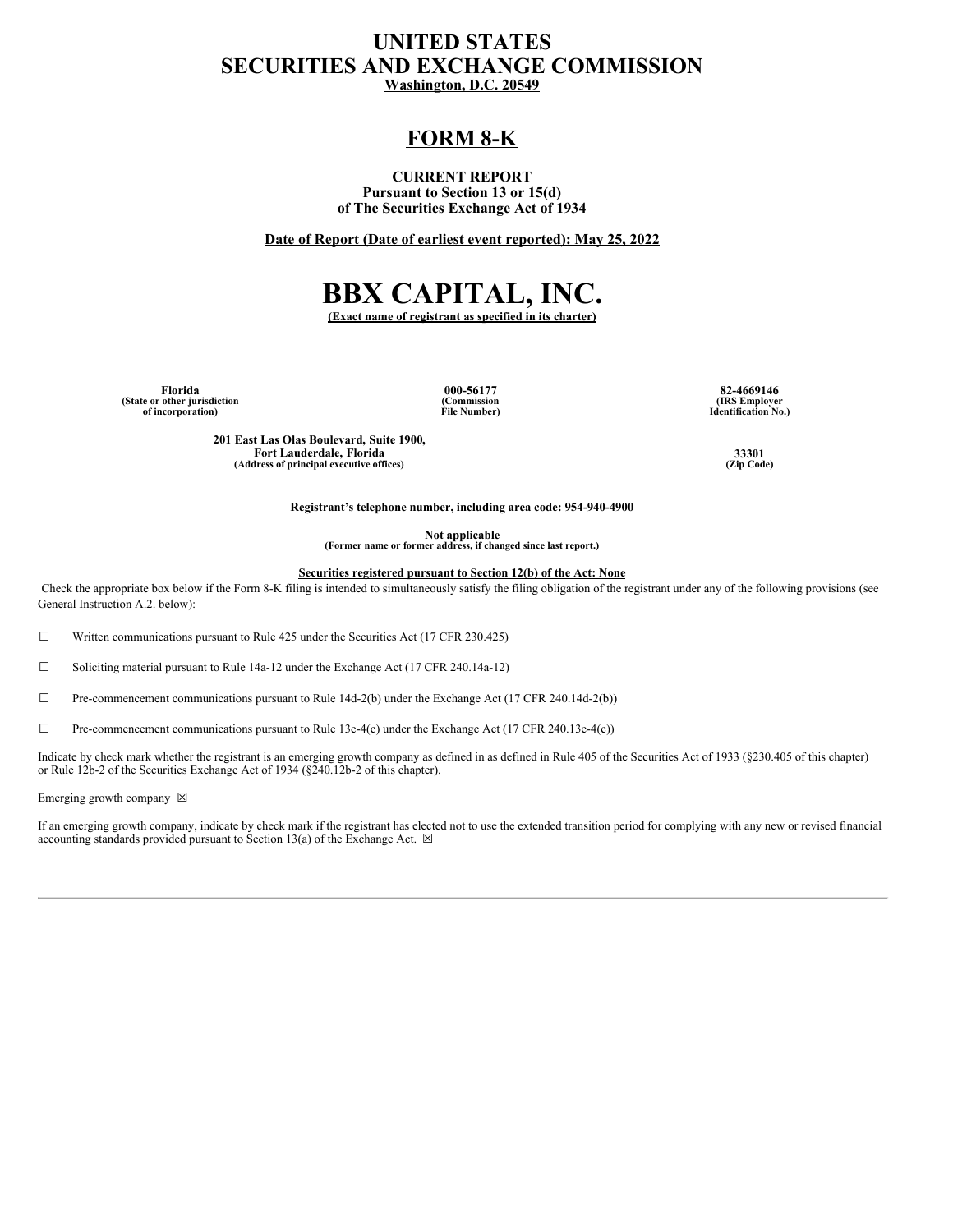# UNITED STATES
# SECURITIES AND EXCHANGE COMMISSION

**Washington, D.C. 20549**

## FORM 8-K

**CURRENT REPORT**
**Pursuant to Section 13 or 15(d)**
**of The Securities Exchange Act of 1934**

**Date of Report (Date of earliest event reported): May 25, 2022**

# BBX CAPITAL, INC.

**(Exact name of registrant as specified in its charter)**

| Florida | 000-56177 | 82-4669146 |
|---|---|---|
| (State or other jurisdiction of incorporation) | (Commission File Number) | (IRS Employer Identification No.) |

| 201 East Las Olas Boulevard, Suite 1900, Fort Lauderdale, Florida | 33301 |
|---|---|
| (Address of principal executive offices) | (Zip Code) |

**Registrant's telephone number, including area code: 954-940-4900**

**Not applicable**
**(Former name or former address, if changed since last report.)**

**Securities registered pursuant to Section 12(b) of the Act: None**

Check the appropriate box below if the Form 8-K filing is intended to simultaneously satisfy the filing obligation of the registrant under any of the following provisions (see General Instruction A.2. below):

☐ Written communications pursuant to Rule 425 under the Securities Act (17 CFR 230.425)

☐ Soliciting material pursuant to Rule 14a-12 under the Exchange Act (17 CFR 240.14a-12)

☐ Pre-commencement communications pursuant to Rule 14d-2(b) under the Exchange Act (17 CFR 240.14d-2(b))

☐ Pre-commencement communications pursuant to Rule 13e-4(c) under the Exchange Act (17 CFR 240.13e-4(c))

Indicate by check mark whether the registrant is an emerging growth company as defined in as defined in Rule 405 of the Securities Act of 1933 (§230.405 of this chapter) or Rule 12b-2 of the Securities Exchange Act of 1934 (§240.12b-2 of this chapter).

Emerging growth company ☒

If an emerging growth company, indicate by check mark if the registrant has elected not to use the extended transition period for complying with any new or revised financial accounting standards provided pursuant to Section 13(a) of the Exchange Act. ☒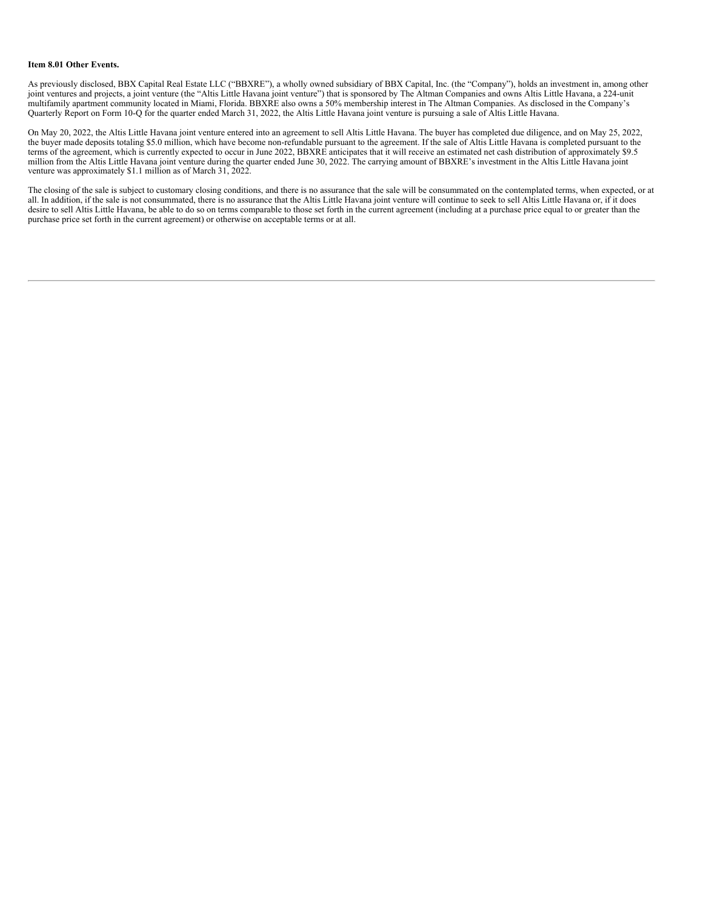**Item 8.01 Other Events.**

As previously disclosed, BBX Capital Real Estate LLC ("BBXRE"), a wholly owned subsidiary of BBX Capital, Inc. (the "Company"), holds an investment in, among other joint ventures and projects, a joint venture (the "Altis Little Havana joint venture") that is sponsored by The Altman Companies and owns Altis Little Havana, a 224-unit multifamily apartment community located in Miami, Florida. BBXRE also owns a 50% membership interest in The Altman Companies. As disclosed in the Company's Quarterly Report on Form 10-Q for the quarter ended March 31, 2022, the Altis Little Havana joint venture is pursuing a sale of Altis Little Havana.

On May 20, 2022, the Altis Little Havana joint venture entered into an agreement to sell Altis Little Havana. The buyer has completed due diligence, and on May 25, 2022, the buyer made deposits totaling $5.0 million, which have become non-refundable pursuant to the agreement. If the sale of Altis Little Havana is completed pursuant to the terms of the agreement, which is currently expected to occur in June 2022, BBXRE anticipates that it will receive an estimated net cash distribution of approximately $9.5 million from the Altis Little Havana joint venture during the quarter ended June 30, 2022. The carrying amount of BBXRE's investment in the Altis Little Havana joint venture was approximately $1.1 million as of March 31, 2022.

The closing of the sale is subject to customary closing conditions, and there is no assurance that the sale will be consummated on the contemplated terms, when expected, or at all. In addition, if the sale is not consummated, there is no assurance that the Altis Little Havana joint venture will continue to seek to sell Altis Little Havana or, if it does desire to sell Altis Little Havana, be able to do so on terms comparable to those set forth in the current agreement (including at a purchase price equal to or greater than the purchase price set forth in the current agreement) or otherwise on acceptable terms or at all.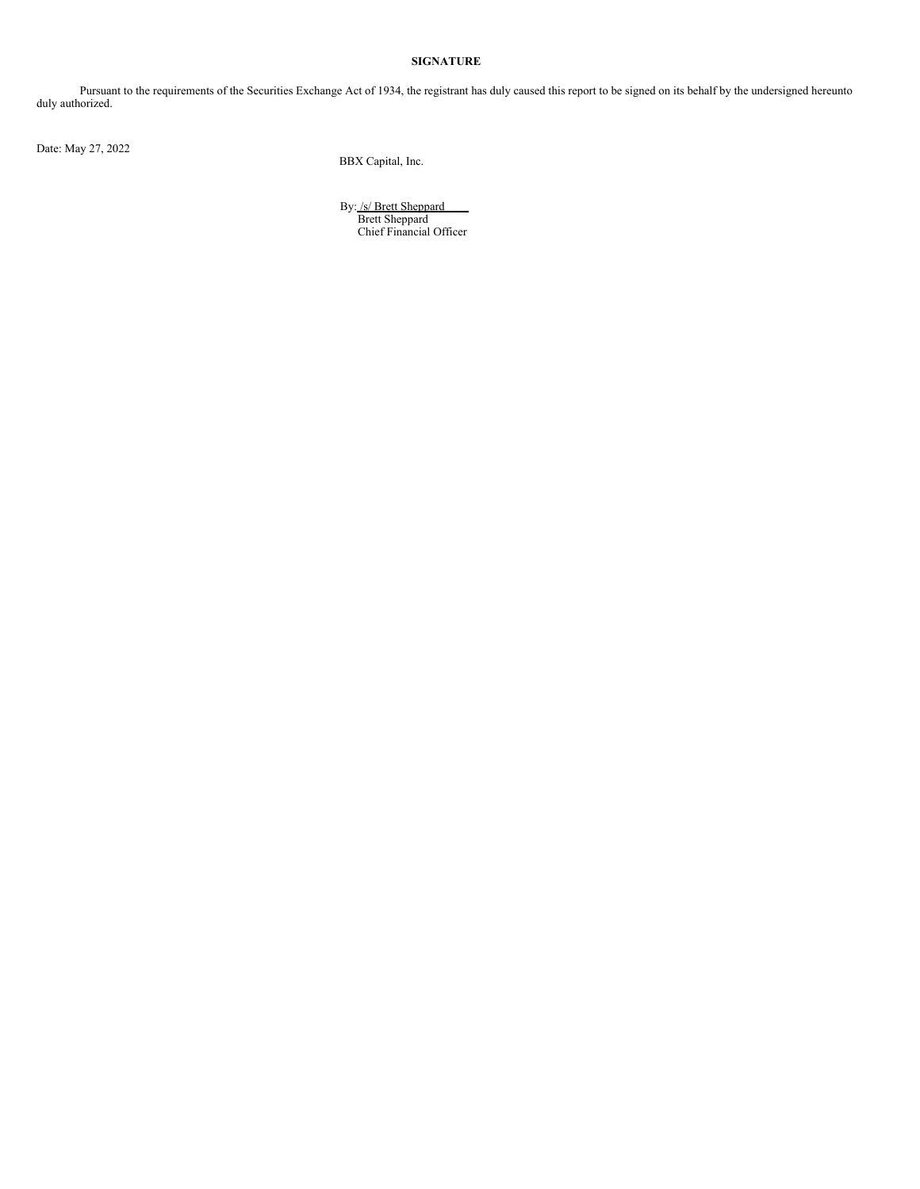**SIGNATURE**

Pursuant to the requirements of the Securities Exchange Act of 1934, the registrant has duly caused this report to be signed on its behalf by the undersigned hereunto duly authorized.

Date: May 27, 2022

BBX Capital, Inc.

By: /s/ Brett Sheppard
Brett Sheppard
Chief Financial Officer